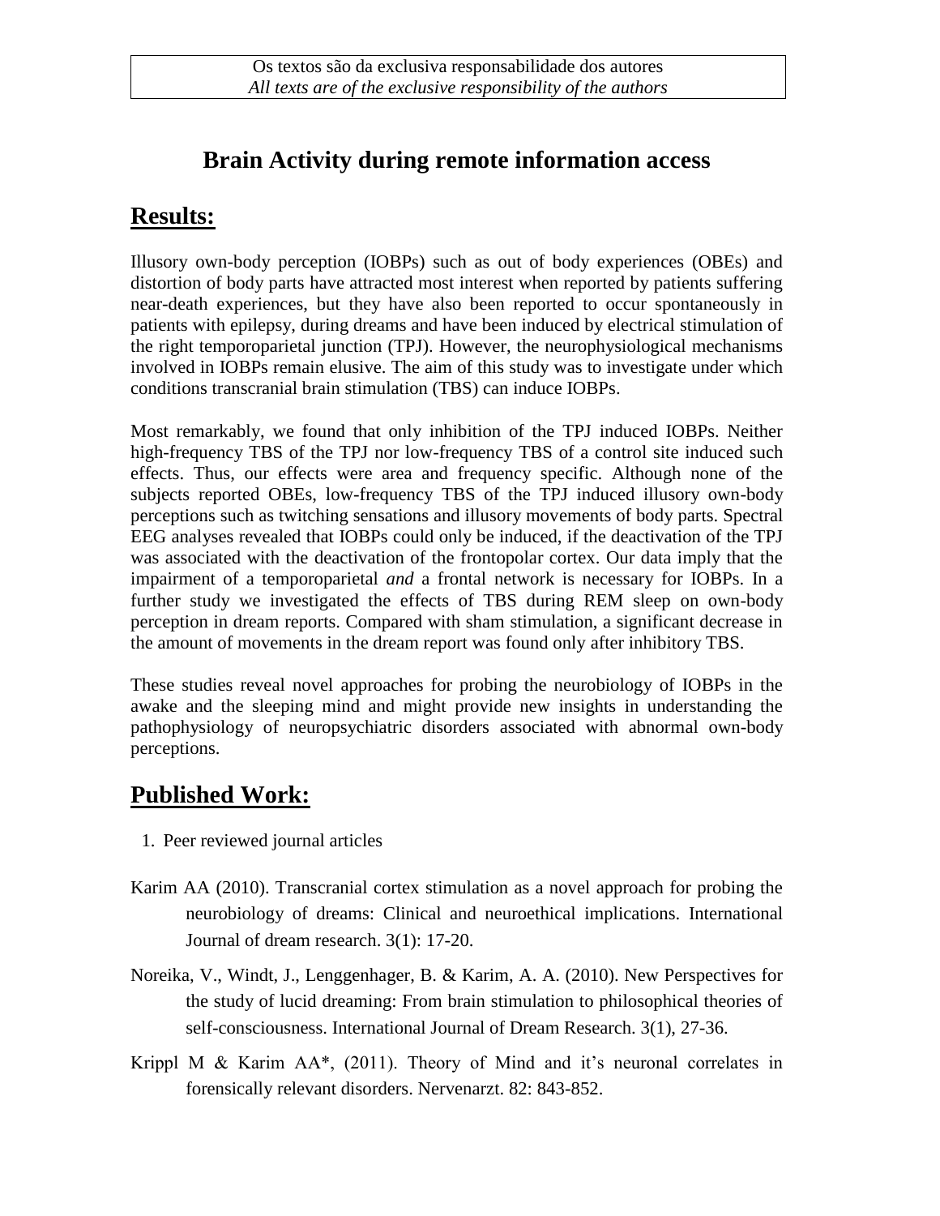Os textos são da exclusiva responsabilidade dos autores
*All texts are of the exclusive responsibility of the authors*

# Brain Activity during remote information access

## Results:

Illusory own-body perception (IOBPs) such as out of body experiences (OBEs) and distortion of body parts have attracted most interest when reported by patients suffering near-death experiences, but they have also been reported to occur spontaneously in patients with epilepsy, during dreams and have been induced by electrical stimulation of the right temporoparietal junction (TPJ). However, the neurophysiological mechanisms involved in IOBPs remain elusive. The aim of this study was to investigate under which conditions transcranial brain stimulation (TBS) can induce IOBPs.

Most remarkably, we found that only inhibition of the TPJ induced IOBPs. Neither high-frequency TBS of the TPJ nor low-frequency TBS of a control site induced such effects. Thus, our effects were area and frequency specific. Although none of the subjects reported OBEs, low-frequency TBS of the TPJ induced illusory own-body perceptions such as twitching sensations and illusory movements of body parts. Spectral EEG analyses revealed that IOBPs could only be induced, if the deactivation of the TPJ was associated with the deactivation of the frontopolar cortex. Our data imply that the impairment of a temporoparietal *and* a frontal network is necessary for IOBPs. In a further study we investigated the effects of TBS during REM sleep on own-body perception in dream reports. Compared with sham stimulation, a significant decrease in the amount of movements in the dream report was found only after inhibitory TBS.

These studies reveal novel approaches for probing the neurobiology of IOBPs in the awake and the sleeping mind and might provide new insights in understanding the pathophysiology of neuropsychiatric disorders associated with abnormal own-body perceptions.

## Published Work:

1. Peer reviewed journal articles

Karim AA (2010). Transcranial cortex stimulation as a novel approach for probing the neurobiology of dreams: Clinical and neuroethical implications. International Journal of dream research. 3(1): 17-20.

Noreika, V., Windt, J., Lenggenhager, B. & Karim, A. A. (2010). New Perspectives for the study of lucid dreaming: From brain stimulation to philosophical theories of self-consciousness. International Journal of Dream Research. 3(1), 27-36.

Krippl M & Karim AA*, (2011). Theory of Mind and it's neuronal correlates in forensically relevant disorders. Nervenarzt. 82: 843-852.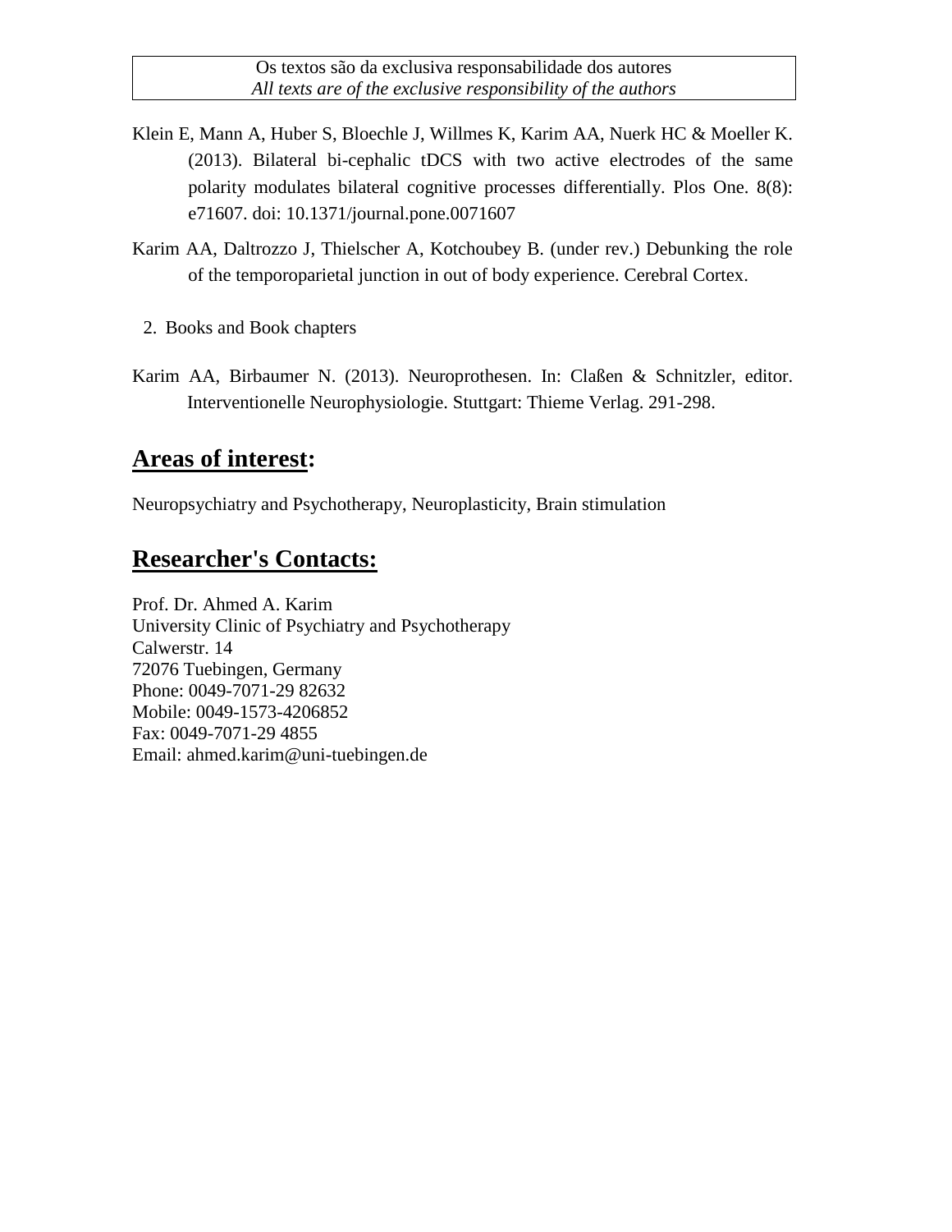Os textos são da exclusiva responsabilidade dos autores
*All texts are of the exclusive responsibility of the authors*

Klein E, Mann A, Huber S, Bloechle J, Willmes K, Karim AA, Nuerk HC & Moeller K. (2013). Bilateral bi-cephalic tDCS with two active electrodes of the same polarity modulates bilateral cognitive processes differentially. Plos One. 8(8): e71607. doi: 10.1371/journal.pone.0071607

Karim AA, Daltrozzo J, Thielscher A, Kotchoubey B. (under rev.) Debunking the role of the temporoparietal junction in out of body experience. Cerebral Cortex.

2. Books and Book chapters

Karim AA, Birbaumer N. (2013). Neuroprothesen. In: Claßen & Schnitzler, editor. Interventionelle Neurophysiologie. Stuttgart: Thieme Verlag. 291-298.

## Areas of interest:

Neuropsychiatry and Psychotherapy, Neuroplasticity, Brain stimulation

## Researcher's Contacts:

Prof. Dr. Ahmed A. Karim
University Clinic of Psychiatry and Psychotherapy
Calwerstr. 14
72076 Tuebingen, Germany
Phone: 0049-7071-29 82632
Mobile: 0049-1573-4206852
Fax: 0049-7071-29 4855
Email: ahmed.karim@uni-tuebingen.de